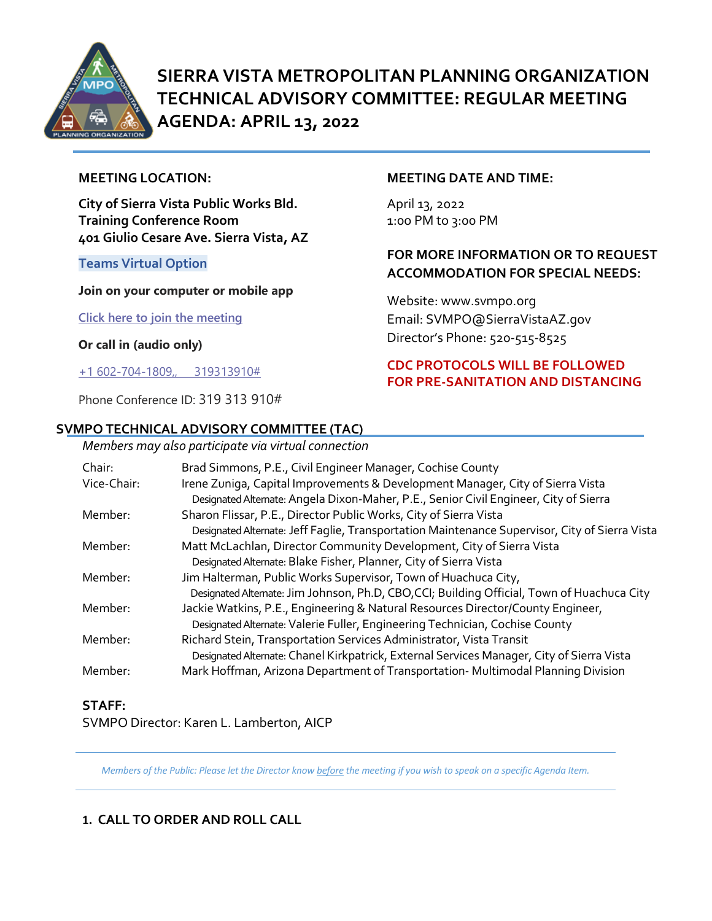# SIERRA VISTA METROPOLITAN PLANNING ORGANIZATION TECHNICAL ADVISORY COMMITTEE: REGULAR MEETING AGENDA: APRIL 13, 2022

**MEETING LOCATION:**

**City of Sierra Vista Public Works Bld.**
**Training Conference Room**
**401 Giulio Cesare Ave. Sierra Vista, AZ**

**Teams Virtual Option**

**Join on your computer or mobile app**

Click here to join the meeting

**Or call in (audio only)**

+1 602-704-1809,,   319313910#

Phone Conference ID: 319 313 910#

**MEETING DATE AND TIME:**

April 13, 2022
1:00 PM to 3:00 PM

**FOR MORE INFORMATION OR TO REQUEST ACCOMMODATION FOR SPECIAL NEEDS:**

Website: www.svmpo.org
Email: SVMPO@SierraVistaAZ.gov
Director's Phone: 520-515-8525

**CDC PROTOCOLS WILL BE FOLLOWED FOR PRE-SANITATION AND DISTANCING**

## SVMPO TECHNICAL ADVISORY COMMITTEE (TAC)

*Members may also participate via virtual connection*

| | |
|---|---|
| Chair: | Brad Simmons, P.E., Civil Engineer Manager, Cochise County |
| Vice-Chair: | Irene Zuniga, Capital Improvements & Development Manager, City of Sierra Vista<br>Designated Alternate: Angela Dixon-Maher, P.E., Senior Civil Engineer, City of Sierra |
| Member: | Sharon Flissar, P.E., Director Public Works, City of Sierra Vista<br>Designated Alternate: Jeff Faglie, Transportation Maintenance Supervisor, City of Sierra Vista |
| Member: | Matt McLachlan, Director Community Development, City of Sierra Vista<br>Designated Alternate: Blake Fisher, Planner, City of Sierra Vista |
| Member: | Jim Halterman, Public Works Supervisor, Town of Huachuca City,<br>Designated Alternate: Jim Johnson, Ph.D, CBO,CCI; Building Official, Town of Huachuca City |
| Member: | Jackie Watkins, P.E., Engineering & Natural Resources Director/County Engineer,<br>Designated Alternate: Valerie Fuller, Engineering Technician, Cochise County |
| Member: | Richard Stein, Transportation Services Administrator, Vista Transit<br>Designated Alternate: Chanel Kirkpatrick, External Services Manager, City of Sierra Vista |
| Member: | Mark Hoffman, Arizona Department of Transportation- Multimodal Planning Division |

**STAFF:**
SVMPO Director: Karen L. Lamberton, AICP

*Members of the Public: Please let the Director know before the meeting if you wish to speak on a specific Agenda Item.*

### 1. CALL TO ORDER AND ROLL CALL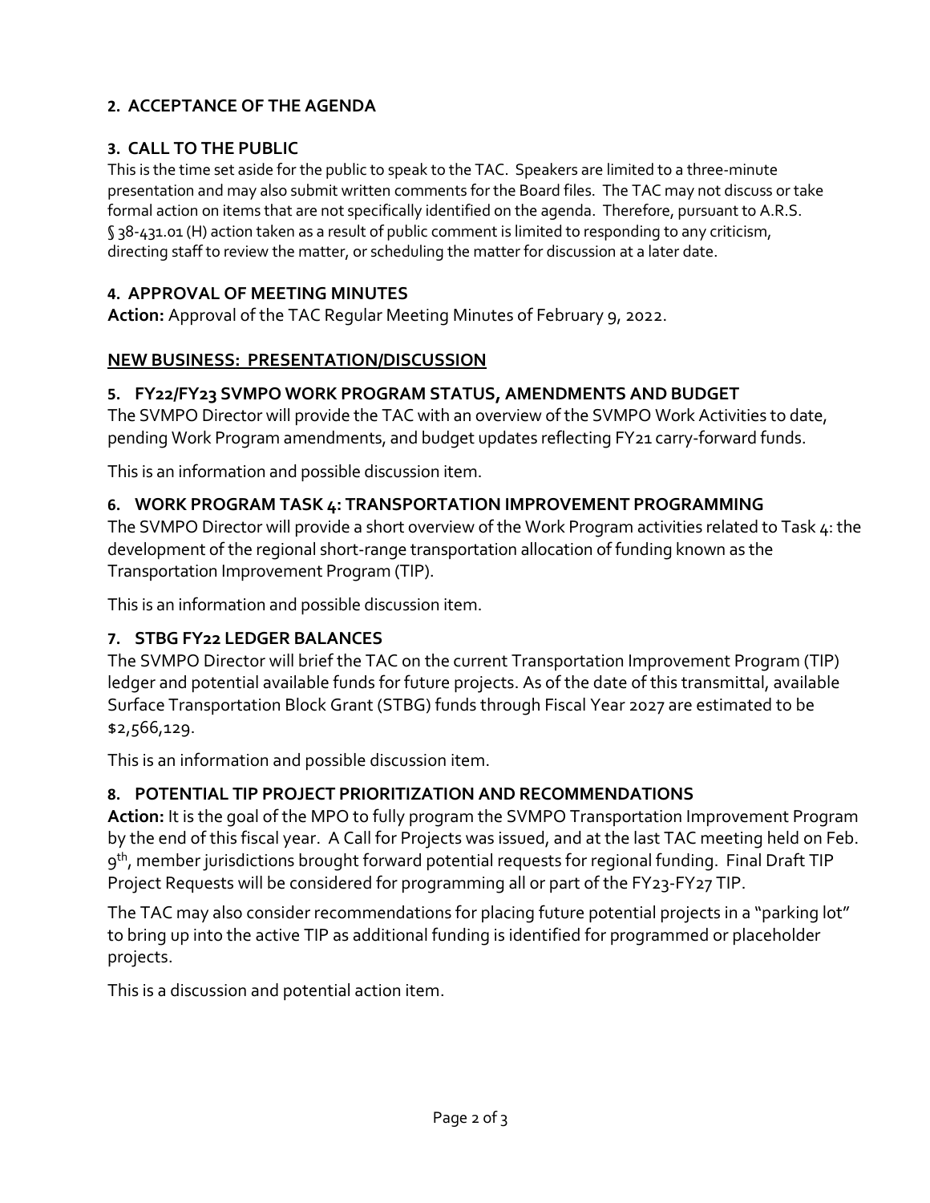## 2. ACCEPTANCE OF THE AGENDA

## 3. CALL TO THE PUBLIC

This is the time set aside for the public to speak to the TAC. Speakers are limited to a three-minute presentation and may also submit written comments for the Board files. The TAC may not discuss or take formal action on items that are not specifically identified on the agenda. Therefore, pursuant to A.R.S. § 38-431.01 (H) action taken as a result of public comment is limited to responding to any criticism, directing staff to review the matter, or scheduling the matter for discussion at a later date.

## 4. APPROVAL OF MEETING MINUTES

**Action:** Approval of the TAC Regular Meeting Minutes of February 9, 2022.

## NEW BUSINESS: PRESENTATION/DISCUSSION

## 5. FY22/FY23 SVMPO WORK PROGRAM STATUS, AMENDMENTS AND BUDGET

The SVMPO Director will provide the TAC with an overview of the SVMPO Work Activities to date, pending Work Program amendments, and budget updates reflecting FY21 carry-forward funds.

This is an information and possible discussion item.

## 6. WORK PROGRAM TASK 4: TRANSPORTATION IMPROVEMENT PROGRAMMING

The SVMPO Director will provide a short overview of the Work Program activities related to Task 4: the development of the regional short-range transportation allocation of funding known as the Transportation Improvement Program (TIP).

This is an information and possible discussion item.

## 7. STBG FY22 LEDGER BALANCES

The SVMPO Director will brief the TAC on the current Transportation Improvement Program (TIP) ledger and potential available funds for future projects. As of the date of this transmittal, available Surface Transportation Block Grant (STBG) funds through Fiscal Year 2027 are estimated to be $2,566,129.

This is an information and possible discussion item.

## 8. POTENTIAL TIP PROJECT PRIORITIZATION AND RECOMMENDATIONS

**Action:** It is the goal of the MPO to fully program the SVMPO Transportation Improvement Program by the end of this fiscal year. A Call for Projects was issued, and at the last TAC meeting held on Feb. 9th, member jurisdictions brought forward potential requests for regional funding. Final Draft TIP Project Requests will be considered for programming all or part of the FY23-FY27 TIP.

The TAC may also consider recommendations for placing future potential projects in a "parking lot" to bring up into the active TIP as additional funding is identified for programmed or placeholder projects.

This is a discussion and potential action item.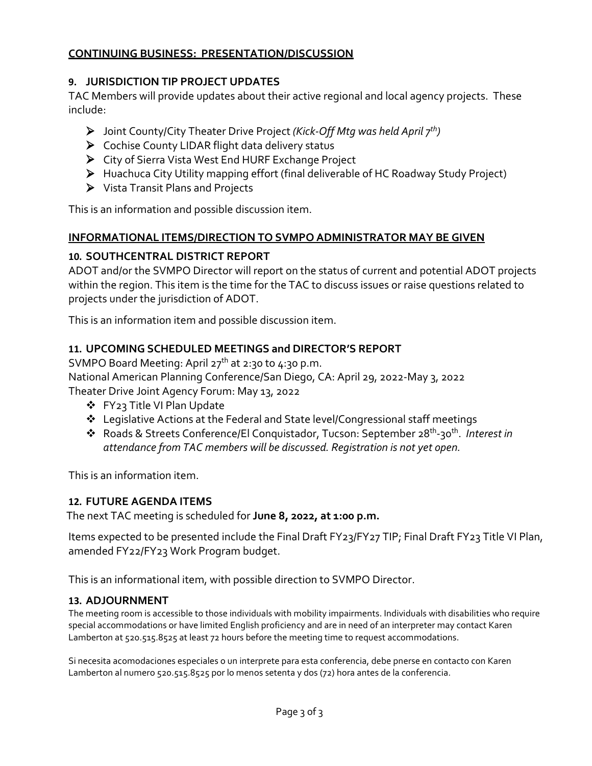## CONTINUING BUSINESS: PRESENTATION/DISCUSSION

### 9. JURISDICTION TIP PROJECT UPDATES

TAC Members will provide updates about their active regional and local agency projects. These include:

- Joint County/City Theater Drive Project *(Kick-Off Mtg was held April 7th)*
- Cochise County LIDAR flight data delivery status
- City of Sierra Vista West End HURF Exchange Project
- Huachuca City Utility mapping effort (final deliverable of HC Roadway Study Project)
- Vista Transit Plans and Projects

This is an information and possible discussion item.

## INFORMATIONAL ITEMS/DIRECTION TO SVMPO ADMINISTRATOR MAY BE GIVEN

### 10. SOUTHCENTRAL DISTRICT REPORT

ADOT and/or the SVMPO Director will report on the status of current and potential ADOT projects within the region. This item is the time for the TAC to discuss issues or raise questions related to projects under the jurisdiction of ADOT.

This is an information item and possible discussion item.

### 11. UPCOMING SCHEDULED MEETINGS and DIRECTOR'S REPORT

SVMPO Board Meeting: April 27th at 2:30 to 4:30 p.m.
National American Planning Conference/San Diego, CA: April 29, 2022-May 3, 2022
Theater Drive Joint Agency Forum: May 13, 2022

- FY23 Title VI Plan Update
- Legislative Actions at the Federal and State level/Congressional staff meetings
- Roads & Streets Conference/El Conquistador, Tucson: September 28th-30th. *Interest in attendance from TAC members will be discussed. Registration is not yet open.*

This is an information item.

### 12. FUTURE AGENDA ITEMS

The next TAC meeting is scheduled for **June 8, 2022, at 1:00 p.m.**

Items expected to be presented include the Final Draft FY23/FY27 TIP; Final Draft FY23 Title VI Plan, amended FY22/FY23 Work Program budget.

This is an informational item, with possible direction to SVMPO Director.

### 13. ADJOURNMENT

The meeting room is accessible to those individuals with mobility impairments. Individuals with disabilities who require special accommodations or have limited English proficiency and are in need of an interpreter may contact Karen Lamberton at 520.515.8525 at least 72 hours before the meeting time to request accommodations.

Si necesita acomodaciones especiales o un interprete para esta conferencia, debe pnerse en contacto con Karen Lamberton al numero 520.515.8525 por lo menos setenta y dos (72) hora antes de la conferencia.